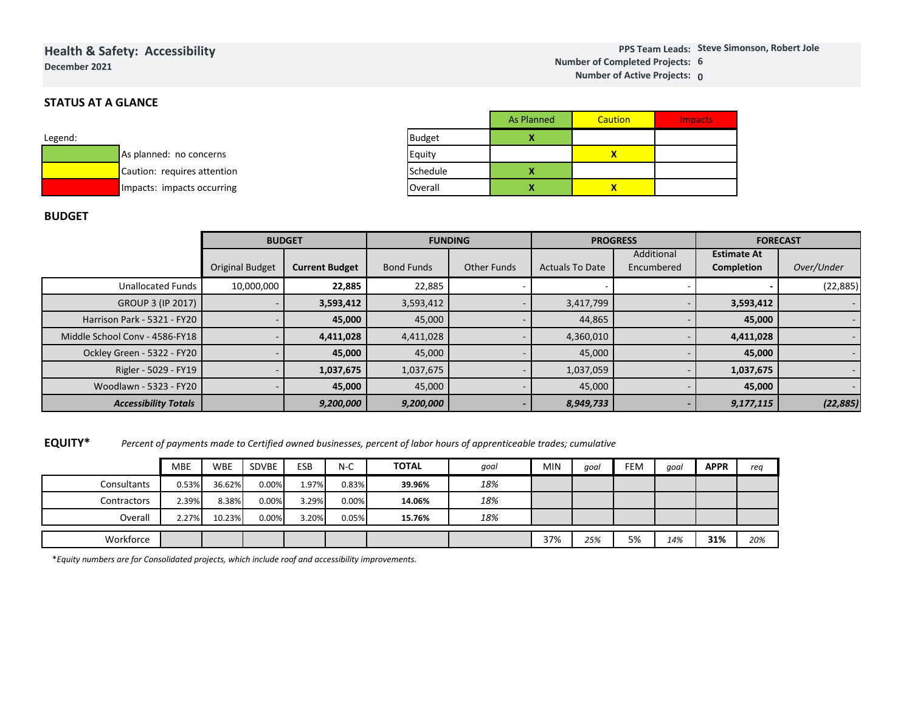## Health & Safety: Accessibility

**December 2021**

**PPS Team Leads:** Steve Simonson, Robert Jole
**Number of Completed Projects:** 6
**Number of Active Projects:** 0

### STATUS AT A GLANCE

Legend:

| Color | Meaning |
|---|---|
| Green | As planned: no concerns |
| Yellow | Caution: requires attention |
| Red | Impacts: impacts occurring |

| | As Planned | Caution | Impacts |
|---|---|---|---|
| Budget | X | | |
| Equity | | X | |
| Schedule | X | | |
| Overall | X | X | |

### BUDGET

| | BUDGET | | FUNDING | | PROGRESS | | FORECAST | |
|---|---|---|---|---|---|---|---|---|
| | Original Budget | **Current Budget** | Bond Funds | Other Funds | Actuals To Date | Additional Encumbered | **Estimate At Completion** | *Over/Under* |
| Unallocated Funds | 10,000,000 | **22,885** | 22,885 | - | - | - | **-** | (22,885) |
| GROUP 3 (IP 2017) | - | **3,593,412** | 3,593,412 | - | 3,417,799 | - | **3,593,412** | - |
| Harrison Park - 5321 - FY20 | - | **45,000** | 45,000 | - | 44,865 | - | **45,000** | - |
| Middle School Conv - 4586-FY18 | - | **4,411,028** | 4,411,028 | - | 4,360,010 | - | **4,411,028** | - |
| Ockley Green - 5322 - FY20 | - | **45,000** | 45,000 | - | 45,000 | - | **45,000** | - |
| Rigler - 5029 - FY19 | - | **1,037,675** | 1,037,675 | - | 1,037,059 | - | **1,037,675** | - |
| Woodlawn - 5323 - FY20 | - | **45,000** | 45,000 | - | 45,000 | - | **45,000** | - |
| ***Accessibility Totals*** | | ***9,200,000*** | ***9,200,000*** | ***-*** | ***8,949,733*** | ***-*** | ***9,177,115*** | ***(22,885)*** |

### EQUITY*

*Percent of payments made to Certified owned businesses, percent of labor hours of apprenticeable trades; cumulative*

| | MBE | WBE | SDVBE | ESB | N-C | **TOTAL** | *goal* | MIN | *goal* | FEM | *goal* | **APPR** | *req* |
|---|---|---|---|---|---|---|---|---|---|---|---|---|---|
| Consultants | 0.53% | 36.62% | 0.00% | 1.97% | 0.83% | **39.96%** | *18%* | | | | | | |
| Contractors | 2.39% | 8.38% | 0.00% | 3.29% | 0.00% | **14.06%** | *18%* | | | | | | |
| Overall | 2.27% | 10.23% | 0.00% | 3.20% | 0.05% | **15.76%** | *18%* | | | | | | |
| Workforce | | | | | | | | 37% | *25%* | 5% | *14%* | **31%** | *20%* |

*\*Equity numbers are for Consolidated projects, which include roof and accessibility improvements.*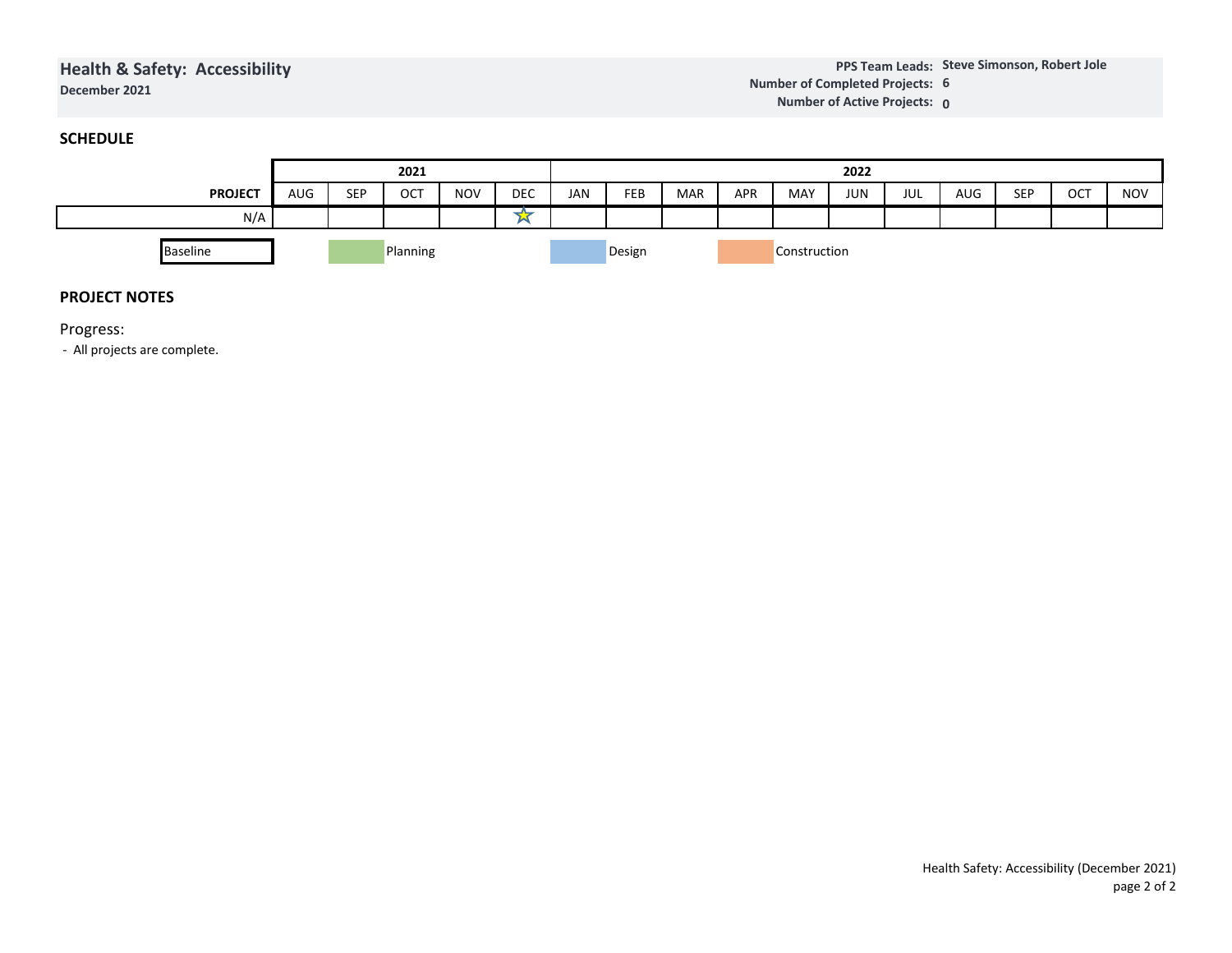## Health & Safety: Accessibility

**December 2021**

**PPS Team Leads:** Steve Simonson, Robert Jole
**Number of Completed Projects:** 6
**Number of Active Projects:** 0

### SCHEDULE

| | 2021 | | | | | 2022 | | | | | | | | | | |
|---|---|---|---|---|---|---|---|---|---|---|---|---|---|---|---|---|
| **PROJECT** | AUG | SEP | OCT | NOV | DEC | JAN | FEB | MAR | APR | MAY | JUN | JUL | AUG | SEP | OCT | NOV |
| N/A | | | | | ☆ | | | | | | | | | | | |

Baseline Planning Design Construction

### PROJECT NOTES

Progress:

- All projects are complete.